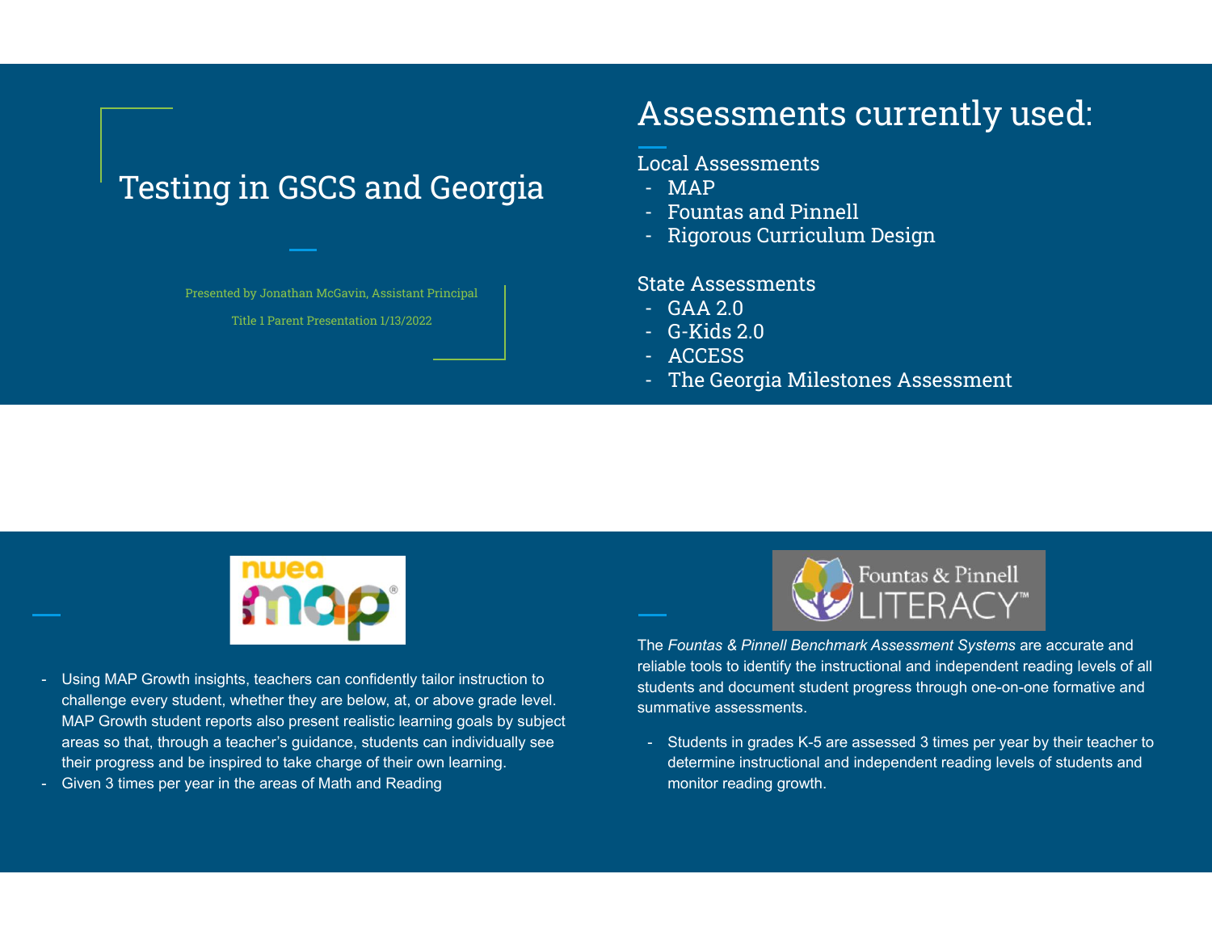# Testing in GSCS and Georgia

Presented by Jonathan McGavin, Assistant Principal

Title 1 Parent Presentation 1/13/2022

## Assessments currently used:

Local Assessments

- MAP
- Fountas and Pinnell
- Rigorous Curriculum Design

State Assessments

- GAA 2.0
- G-Kids 2.0
- ACCESS
- The Georgia Milestones Assessment

nwea map

- Using MAP Growth insights, teachers can confidently tailor instruction to challenge every student, whether they are below, at, or above grade level. MAP Growth student reports also present realistic learning goals by subject areas so that, through a teacher's guidance, students can individually see their progress and be inspired to take charge of their own learning.
- Given 3 times per year in the areas of Math and Reading

Fountas & Pinnell LITERACY™

The *Fountas & Pinnell Benchmark Assessment Systems* are accurate and reliable tools to identify the instructional and independent reading levels of all students and document student progress through one-on-one formative and summative assessments.

- Students in grades K-5 are assessed 3 times per year by their teacher to determine instructional and independent reading levels of students and monitor reading growth.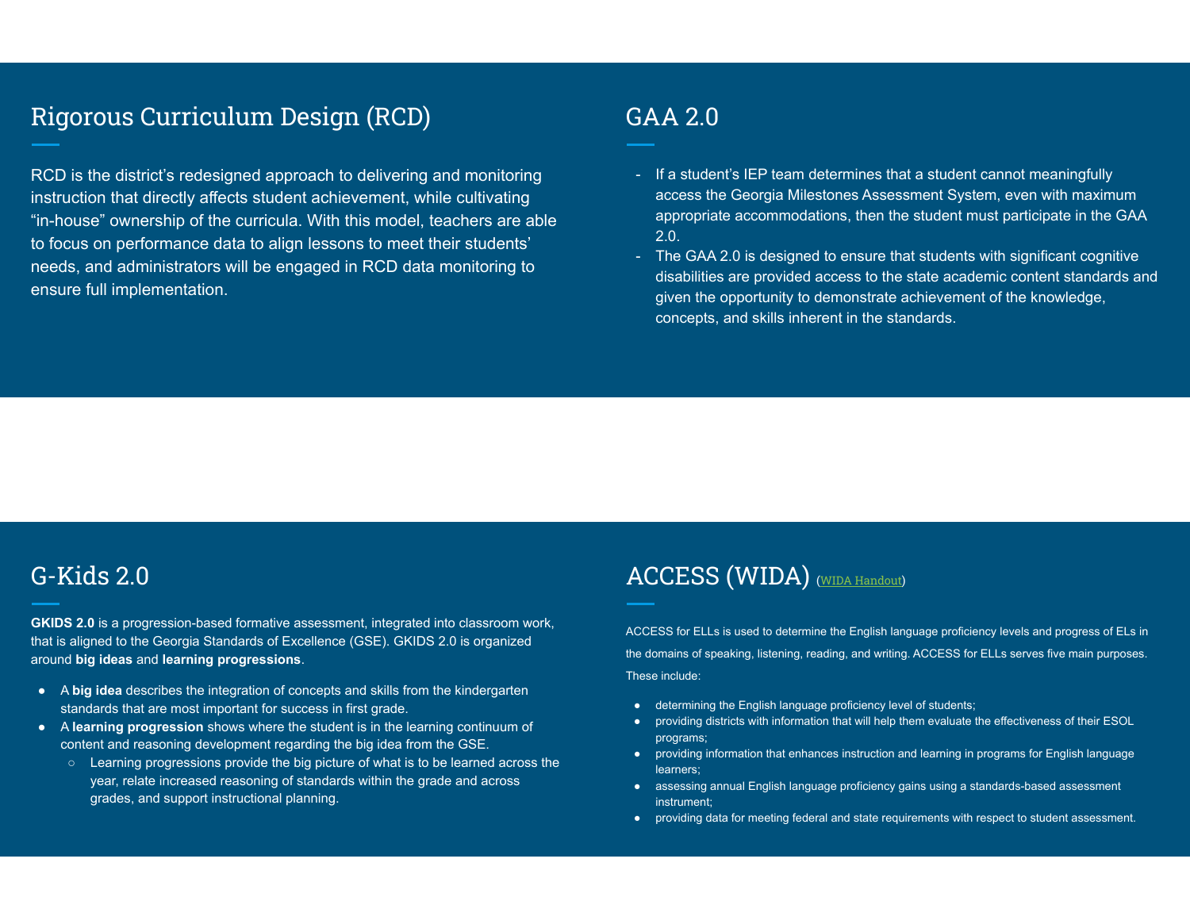## Rigorous Curriculum Design (RCD)

RCD is the district's redesigned approach to delivering and monitoring instruction that directly affects student achievement, while cultivating "in-house" ownership of the curricula. With this model, teachers are able to focus on performance data to align lessons to meet their students' needs, and administrators will be engaged in RCD data monitoring to ensure full implementation.

## GAA 2.0

- If a student's IEP team determines that a student cannot meaningfully access the Georgia Milestones Assessment System, even with maximum appropriate accommodations, then the student must participate in the GAA 2.0.
- The GAA 2.0 is designed to ensure that students with significant cognitive disabilities are provided access to the state academic content standards and given the opportunity to demonstrate achievement of the knowledge, concepts, and skills inherent in the standards.

## G-Kids 2.0

**GKIDS 2.0** is a progression-based formative assessment, integrated into classroom work, that is aligned to the Georgia Standards of Excellence (GSE). GKIDS 2.0 is organized around **big ideas** and **learning progressions**.

- A **big idea** describes the integration of concepts and skills from the kindergarten standards that are most important for success in first grade.
- A **learning progression** shows where the student is in the learning continuum of content and reasoning development regarding the big idea from the GSE.
  - Learning progressions provide the big picture of what is to be learned across the year, relate increased reasoning of standards within the grade and across grades, and support instructional planning.

## ACCESS (WIDA) (WIDA Handout)

ACCESS for ELLs is used to determine the English language proficiency levels and progress of ELs in the domains of speaking, listening, reading, and writing. ACCESS for ELLs serves five main purposes. These include:

- determining the English language proficiency level of students;
- providing districts with information that will help them evaluate the effectiveness of their ESOL programs;
- providing information that enhances instruction and learning in programs for English language learners;
- assessing annual English language proficiency gains using a standards-based assessment instrument;
- providing data for meeting federal and state requirements with respect to student assessment.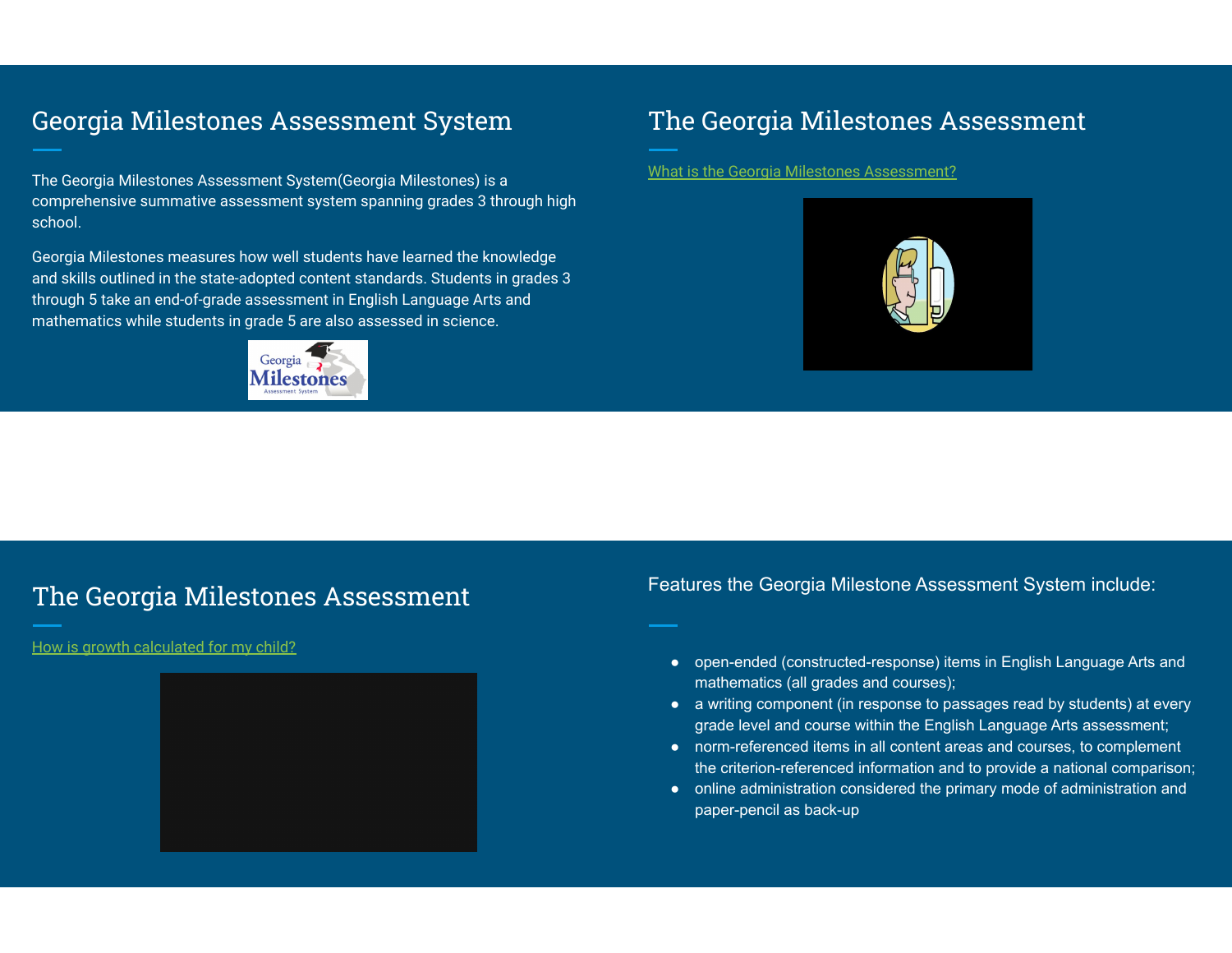## Georgia Milestones Assessment System

The Georgia Milestones Assessment System(Georgia Milestones) is a comprehensive summative assessment system spanning grades 3 through high school.

Georgia Milestones measures how well students have learned the knowledge and skills outlined in the state-adopted content standards. Students in grades 3 through 5 take an end-of-grade assessment in English Language Arts and mathematics while students in grade 5 are also assessed in science.

## The Georgia Milestones Assessment

What is the Georgia Milestones Assessment?

## The Georgia Milestones Assessment

How is growth calculated for my child?

Features the Georgia Milestone Assessment System include:

- open-ended (constructed-response) items in English Language Arts and mathematics (all grades and courses);
- a writing component (in response to passages read by students) at every grade level and course within the English Language Arts assessment;
- norm-referenced items in all content areas and courses, to complement the criterion-referenced information and to provide a national comparison;
- online administration considered the primary mode of administration and paper-pencil as back-up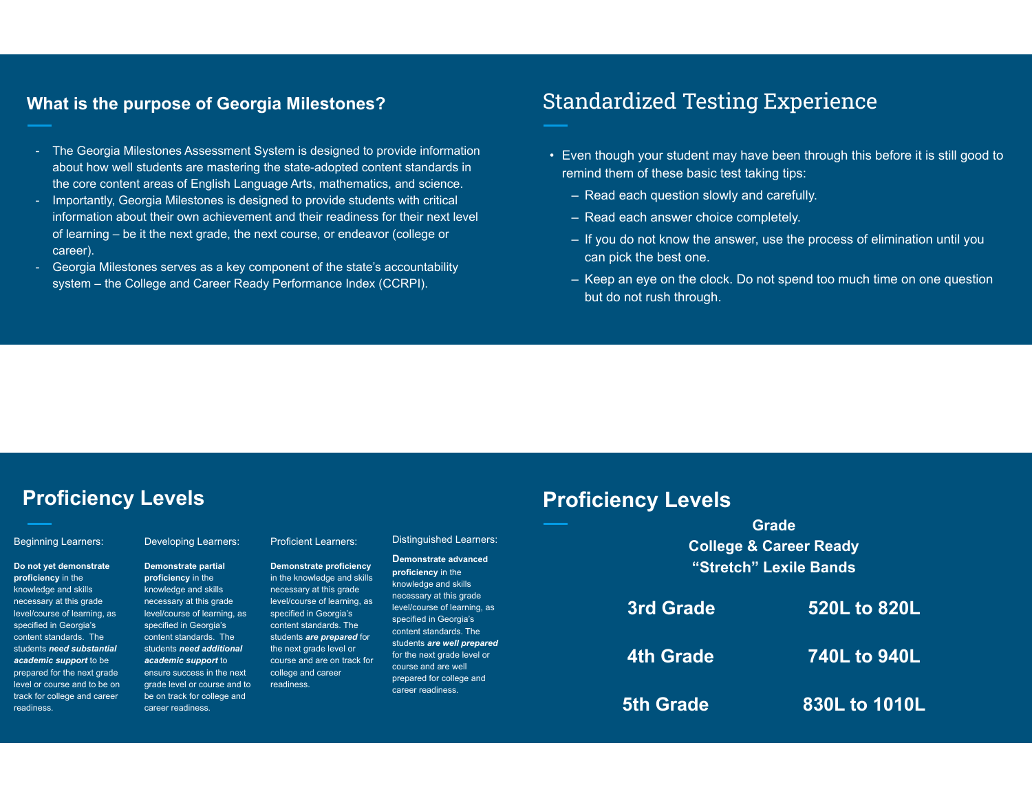## What is the purpose of Georgia Milestones?

- The Georgia Milestones Assessment System is designed to provide information about how well students are mastering the state-adopted content standards in the core content areas of English Language Arts, mathematics, and science.
- Importantly, Georgia Milestones is designed to provide students with critical information about their own achievement and their readiness for their next level of learning – be it the next grade, the next course, or endeavor (college or career).
- Georgia Milestones serves as a key component of the state's accountability system – the College and Career Ready Performance Index (CCRPI).

## Standardized Testing Experience

- Even though your student may have been through this before it is still good to remind them of these basic test taking tips:
  - Read each question slowly and carefully.
  - Read each answer choice completely.
  - If you do not know the answer, use the process of elimination until you can pick the best one.
  - Keep an eye on the clock. Do not spend too much time on one question but do not rush through.

## Proficiency Levels

Beginning Learners:

**Do not yet demonstrate proficiency** in the knowledge and skills necessary at this grade level/course of learning, as specified in Georgia's content standards. The students ***need substantial academic support*** to be prepared for the next grade level or course and to be on track for college and career readiness.

Developing Learners:

**Demonstrate partial proficiency** in the knowledge and skills necessary at this grade level/course of learning, as specified in Georgia's content standards. The students ***need additional academic support*** to ensure success in the next grade level or course and to be on track for college and career readiness.

Proficient Learners:

**Demonstrate proficiency** in the knowledge and skills necessary at this grade level/course of learning, as specified in Georgia's content standards. The students ***are prepared*** for the next grade level or course and are on track for college and career readiness.

Distinguished Learners:

**Demonstrate advanced proficiency** in the knowledge and skills necessary at this grade level/course of learning, as specified in Georgia's content standards. The students ***are well prepared*** for the next grade level or course and are well prepared for college and career readiness.

## Proficiency Levels

| Grade | College & Career Ready "Stretch" Lexile Bands |
|---|---|
| 3rd Grade | 520L to 820L |
| 4th Grade | 740L to 940L |
| 5th Grade | 830L to 1010L |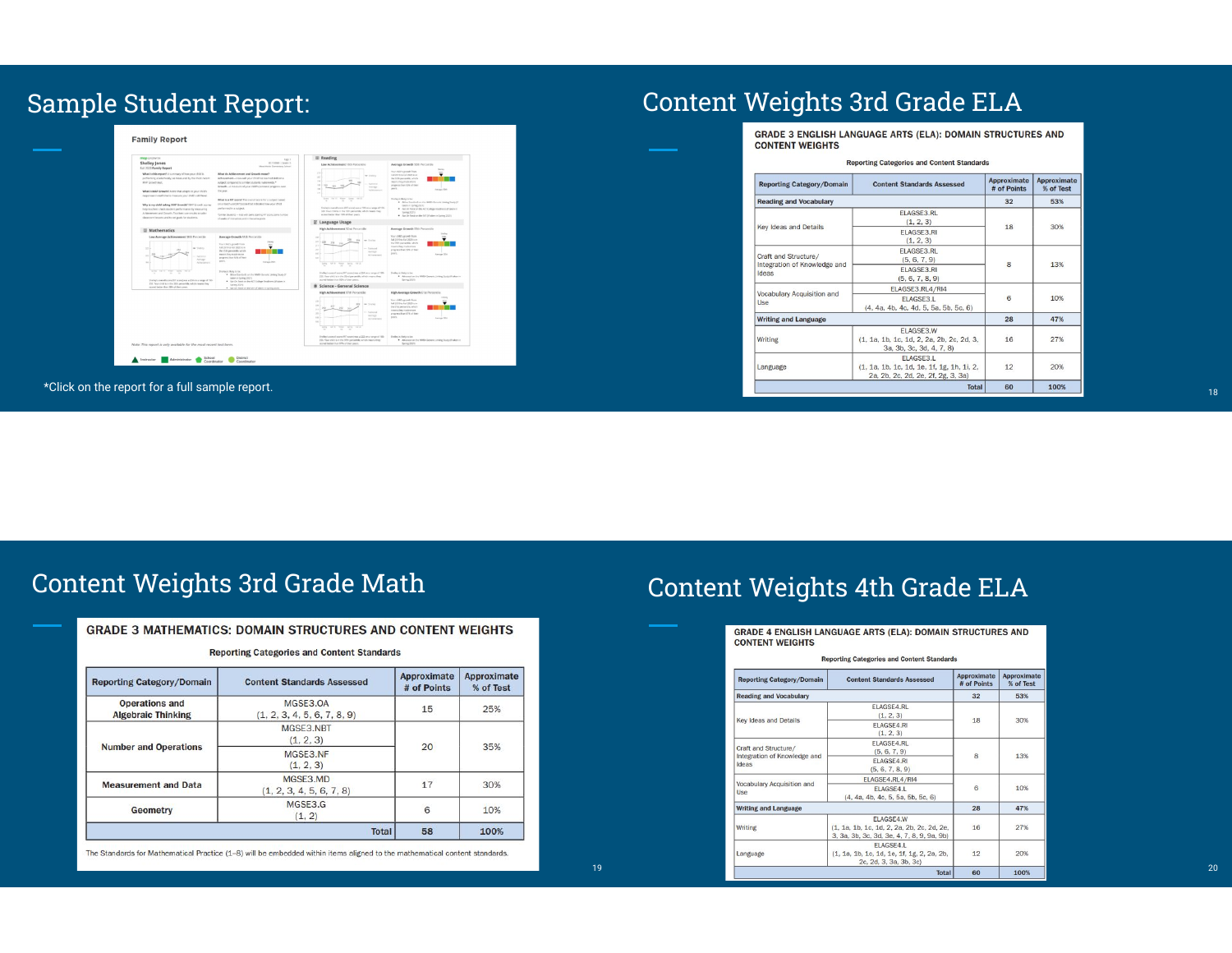# Sample Student Report:

*Click on the report for a full sample report.

# Content Weights 3rd Grade ELA

**GRADE 3 ENGLISH LANGUAGE ARTS (ELA): DOMAIN STRUCTURES AND CONTENT WEIGHTS**

Reporting Categories and Content Standards

| Reporting Category/Domain | Content Standards Assessed | Approximate # of Points | Approximate % of Test |
|---|---|---|---|
| **Reading and Vocabulary** | | **32** | **53%** |
| Key Ideas and Details | ELAGSE3.RL (1, 2, 3) ELAGSE3.RI (1, 2, 3) | 18 | 30% |
| Craft and Structure/ Integration of Knowledge and Ideas | ELAGSE3.RL (5, 6, 7, 9) ELAGSE3.RI (5, 6, 7, 8, 9) | 8 | 13% |
| Vocabulary Acquisition and Use | ELAGSE3.RL4/RI4 ELAGSE3.L (4, 4a, 4b, 4c, 4d, 5, 5a, 5b, 5c, 6) | 6 | 10% |
| **Writing and Language** | | **28** | **47%** |
| Writing | ELAGSE3.W (1, 1a, 1b, 1c, 1d, 2, 2a, 2b, 2c, 2d, 3, 3a, 3b, 3c, 3d, 4, 7, 8) | 16 | 27% |
| Language | ELAGSE3.L (1, 1a, 1b, 1c, 1d, 1e, 1f, 1g, 1h, 1i, 2, 2a, 2b, 2c, 2d, 2e, 2f, 2g, 3, 3a) | 12 | 20% |
| | **Total** | **60** | **100%** |

# Content Weights 3rd Grade Math

**GRADE 3 MATHEMATICS: DOMAIN STRUCTURES AND CONTENT WEIGHTS**

Reporting Categories and Content Standards

| Reporting Category/Domain | Content Standards Assessed | Approximate # of Points | Approximate % of Test |
|---|---|---|---|
| Operations and Algebraic Thinking | MGSE3.OA (1, 2, 3, 4, 5, 6, 7, 8, 9) | 15 | 25% |
| Number and Operations | MGSE3.NBT (1, 2, 3) MGSE3.NF (1, 2, 3) | 20 | 35% |
| Measurement and Data | MGSE3.MD (1, 2, 3, 4, 5, 6, 7, 8) | 17 | 30% |
| Geometry | MGSE3.G (1, 2) | 6 | 10% |
| | **Total** | **58** | **100%** |

The Standards for Mathematical Practice (1–8) will be embedded within items aligned to the mathematical content standards.

# Content Weights 4th Grade ELA

**GRADE 4 ENGLISH LANGUAGE ARTS (ELA): DOMAIN STRUCTURES AND CONTENT WEIGHTS**

Reporting Categories and Content Standards

| Reporting Category/Domain | Content Standards Assessed | Approximate # of Points | Approximate % of Test |
|---|---|---|---|
| **Reading and Vocabulary** | | **32** | **53%** |
| Key Ideas and Details | ELAGSE4.RL (1, 2, 3) ELAGSE4.RI (1, 2, 3) | 18 | 30% |
| Craft and Structure/ Integration of Knowledge and Ideas | ELAGSE4.RL (5, 6, 7, 9) ELAGSE4.RI (5, 6, 7, 8, 9) | 8 | 13% |
| Vocabulary Acquisition and Use | ELAGSE4.RL4/RI4 ELAGSE4.L (4, 4a, 4b, 4c, 5, 5a, 5b, 5c, 6) | 6 | 10% |
| **Writing and Language** | | **28** | **47%** |
| Writing | ELAGSE4.W (1, 1a, 1b, 1c, 1d, 2, 2a, 2b, 2c, 2d, 2e, 3, 3a, 3b, 3c, 3d, 3e, 4, 7, 8, 9, 9a, 9b) | 16 | 27% |
| Language | ELAGSE4.L (1, 1a, 1b, 1c, 1d, 1e, 1f, 1g, 2, 2a, 2b, 2c, 2d, 3, 3a, 3b, 3c) | 12 | 20% |
| | **Total** | **60** | **100%** |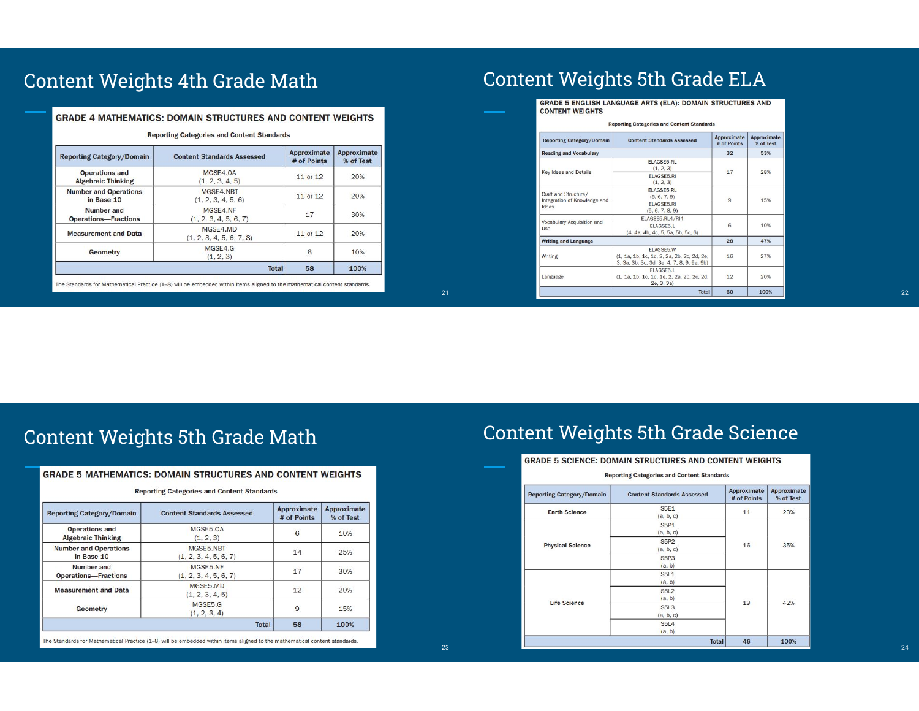# Content Weights 4th Grade Math

## GRADE 4 MATHEMATICS: DOMAIN STRUCTURES AND CONTENT WEIGHTS

Reporting Categories and Content Standards

| Reporting Category/Domain | Content Standards Assessed | Approximate # of Points | Approximate % of Test |
|---|---|---|---|
| Operations and Algebraic Thinking | MGSE4.OA (1, 2, 3, 4, 5) | 11 or 12 | 20% |
| Number and Operations in Base 10 | MGSE4.NBT (1, 2, 3, 4, 5, 6) | 11 or 12 | 20% |
| Number and Operations—Fractions | MGSE4.NF (1, 2, 3, 4, 5, 6, 7) | 17 | 30% |
| Measurement and Data | MGSE4.MD (1, 2, 3, 4, 5, 6, 7, 8) | 11 or 12 | 20% |
| Geometry | MGSE4.G (1, 2, 3) | 6 | 10% |
| | Total | 58 | 100% |

The Standards for Mathematical Practice (1–8) will be embedded within items aligned to the mathematical content standards.

# Content Weights 5th Grade ELA

## GRADE 5 ENGLISH LANGUAGE ARTS (ELA): DOMAIN STRUCTURES AND CONTENT WEIGHTS

Reporting Categories and Content Standards

| Reporting Category/Domain | Content Standards Assessed | Approximate # of Points | Approximate % of Test |
|---|---|---|---|
| Reading and Vocabulary | | 32 | 53% |
| Key Ideas and Details | ELAGSE5.RL (1, 2, 3); ELAGSE5.RI (1, 2, 3) | 17 | 28% |
| Craft and Structure/ Integration of Knowledge and Ideas | ELAGSE5.RL (5, 6, 7, 9); ELAGSE5.RI (5, 6, 7, 8, 9) | 9 | 15% |
| Vocabulary Acquisition and Use | ELAGSE5.RL4/RI4; ELAGSE5.L (4, 4a, 4b, 4c, 5, 5a, 5b, 5c, 6) | 6 | 10% |
| Writing and Language | | 28 | 47% |
| Writing | ELAGSE5.W (1, 1a, 1b, 1c, 1d, 2, 2a, 2b, 2c, 2d, 2e, 3, 3a, 3b, 3c, 3d, 3e, 4, 7, 8, 9, 9a, 9b) | 16 | 27% |
| Language | ELAGSE5.L (1, 1a, 1b, 1c, 1d, 1e, 2, 2a, 2b, 2c, 2d, 2e, 3, 3a) | 12 | 20% |
| | Total | 60 | 100% |

# Content Weights 5th Grade Math

## GRADE 5 MATHEMATICS: DOMAIN STRUCTURES AND CONTENT WEIGHTS

Reporting Categories and Content Standards

| Reporting Category/Domain | Content Standards Assessed | Approximate # of Points | Approximate % of Test |
|---|---|---|---|
| Operations and Algebraic Thinking | MGSE5.OA (1, 2, 3) | 6 | 10% |
| Number and Operations in Base 10 | MGSE5.NBT (1, 2, 3, 4, 5, 6, 7) | 14 | 25% |
| Number and Operations—Fractions | MGSE5.NF (1, 2, 3, 4, 5, 6, 7) | 17 | 30% |
| Measurement and Data | MGSE5.MD (1, 2, 3, 4, 5) | 12 | 20% |
| Geometry | MGSE5.G (1, 2, 3, 4) | 9 | 15% |
| | Total | 58 | 100% |

The Standards for Mathematical Practice (1–8) will be embedded within items aligned to the mathematical content standards.

# Content Weights 5th Grade Science

## GRADE 5 SCIENCE: DOMAIN STRUCTURES AND CONTENT WEIGHTS

Reporting Categories and Content Standards

| Reporting Category/Domain | Content Standards Assessed | Approximate # of Points | Approximate % of Test |
|---|---|---|---|
| Earth Science | S5E1 (a, b, c) | 11 | 23% |
| Physical Science | S5P1 (a, b, c); S5P2 (a, b, c); S5P3 (a, b) | 16 | 35% |
| Life Science | S5L1 (a, b); S5L2 (a, b); S5L3 (a, b, c); S5L4 (a, b) | 19 | 42% |
| | Total | 46 | 100% |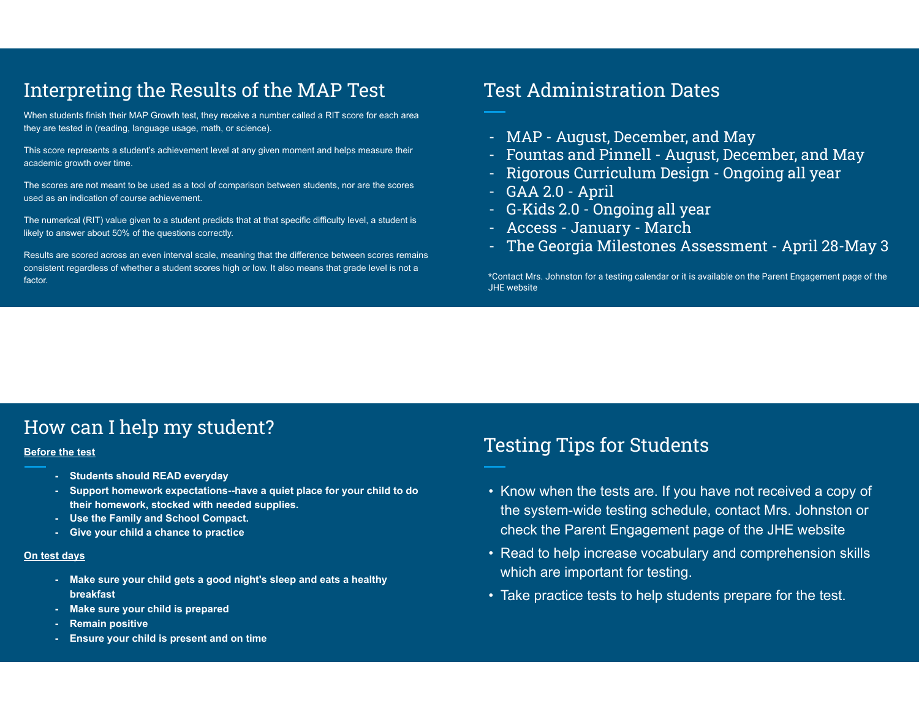## Interpreting the Results of the MAP Test

When students finish their MAP Growth test, they receive a number called a RIT score for each area they are tested in (reading, language usage, math, or science).

This score represents a student's achievement level at any given moment and helps measure their academic growth over time.

The scores are not meant to be used as a tool of comparison between students, nor are the scores used as an indication of course achievement.

The numerical (RIT) value given to a student predicts that at that specific difficulty level, a student is likely to answer about 50% of the questions correctly.

Results are scored across an even interval scale, meaning that the difference between scores remains consistent regardless of whether a student scores high or low. It also means that grade level is not a factor.

## Test Administration Dates

- MAP - August, December, and May
- Fountas and Pinnell - August, December, and May
- Rigorous Curriculum Design - Ongoing all year
- GAA 2.0 - April
- G-Kids 2.0 - Ongoing all year
- Access - January - March
- The Georgia Milestones Assessment - April 28-May 3

*Contact Mrs. Johnston for a testing calendar or it is available on the Parent Engagement page of the JHE website

## How can I help my student?

**Before the test**

- **Students should READ everyday**
- **Support homework expectations--have a quiet place for your child to do their homework, stocked with needed supplies.**
- **Use the Family and School Compact.**
- **Give your child a chance to practice**

**On test days**

- **Make sure your child gets a good night's sleep and eats a healthy breakfast**
- **Make sure your child is prepared**
- **Remain positive**
- **Ensure your child is present and on time**

## Testing Tips for Students

- Know when the tests are. If you have not received a copy of the system-wide testing schedule, contact Mrs. Johnston or check the Parent Engagement page of the JHE website
- Read to help increase vocabulary and comprehension skills which are important for testing.
- Take practice tests to help students prepare for the test.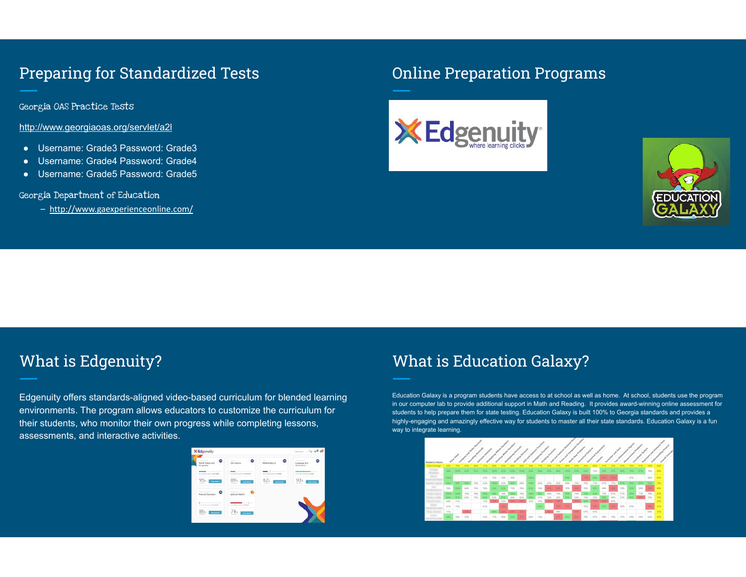## Preparing for Standardized Tests

Georgia OAS Practice Tests

http://www.georgiaoas.org/servlet/a2l

- Username: Grade3 Password: Grade3
- Username: Grade4 Password: Grade4
- Username: Grade5 Password: Grade5

Georgia Department of Education

- http://www.gaexperienceonline.com/

## Online Preparation Programs

## What is Edgenuity?

Edgenuity offers standards-aligned video-based curriculum for blended learning environments. The program allows educators to customize the curriculum for their students, who monitor their own progress while completing lessons, assessments, and interactive activities.

## What is Education Galaxy?

Education Galaxy is a program students have access to at school as well as home. At school, students use the program in our computer lab to provide additional support in Math and Reading. It provides award-winning online assessment for students to help prepare them for state testing. Education Galaxy is built 100% to Georgia standards and provides a highly-engaging and amazingly effective way for students to master all their state standards. Education Galaxy is a fun way to integrate learning.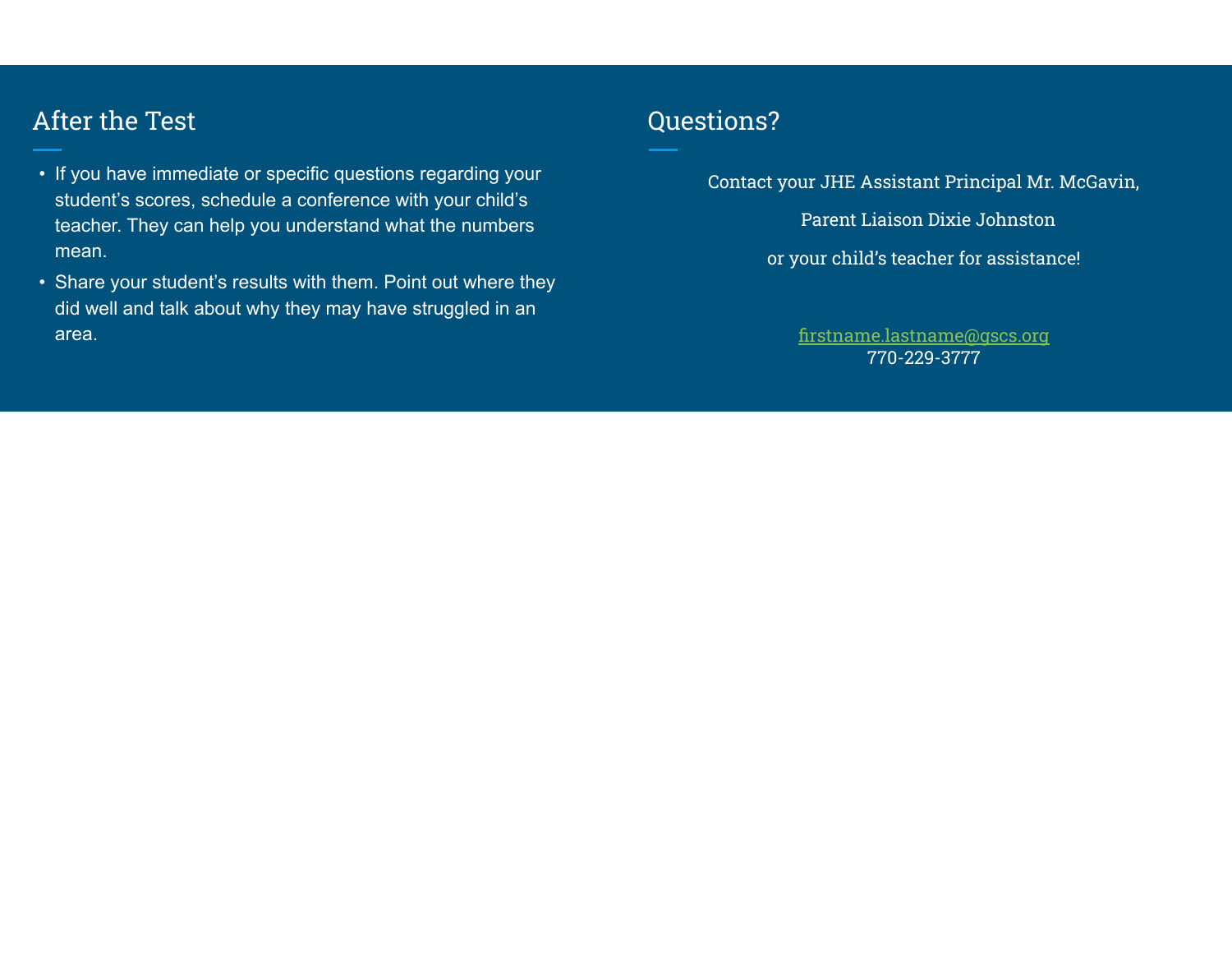## After the Test

- If you have immediate or specific questions regarding your student's scores, schedule a conference with your child's teacher. They can help you understand what the numbers mean.
- Share your student's results with them. Point out where they did well and talk about why they may have struggled in an area.

## Questions?

Contact your JHE Assistant Principal Mr. McGavin,

Parent Liaison Dixie Johnston

or your child's teacher for assistance!

firstname.lastname@gscs.org
770-229-3777